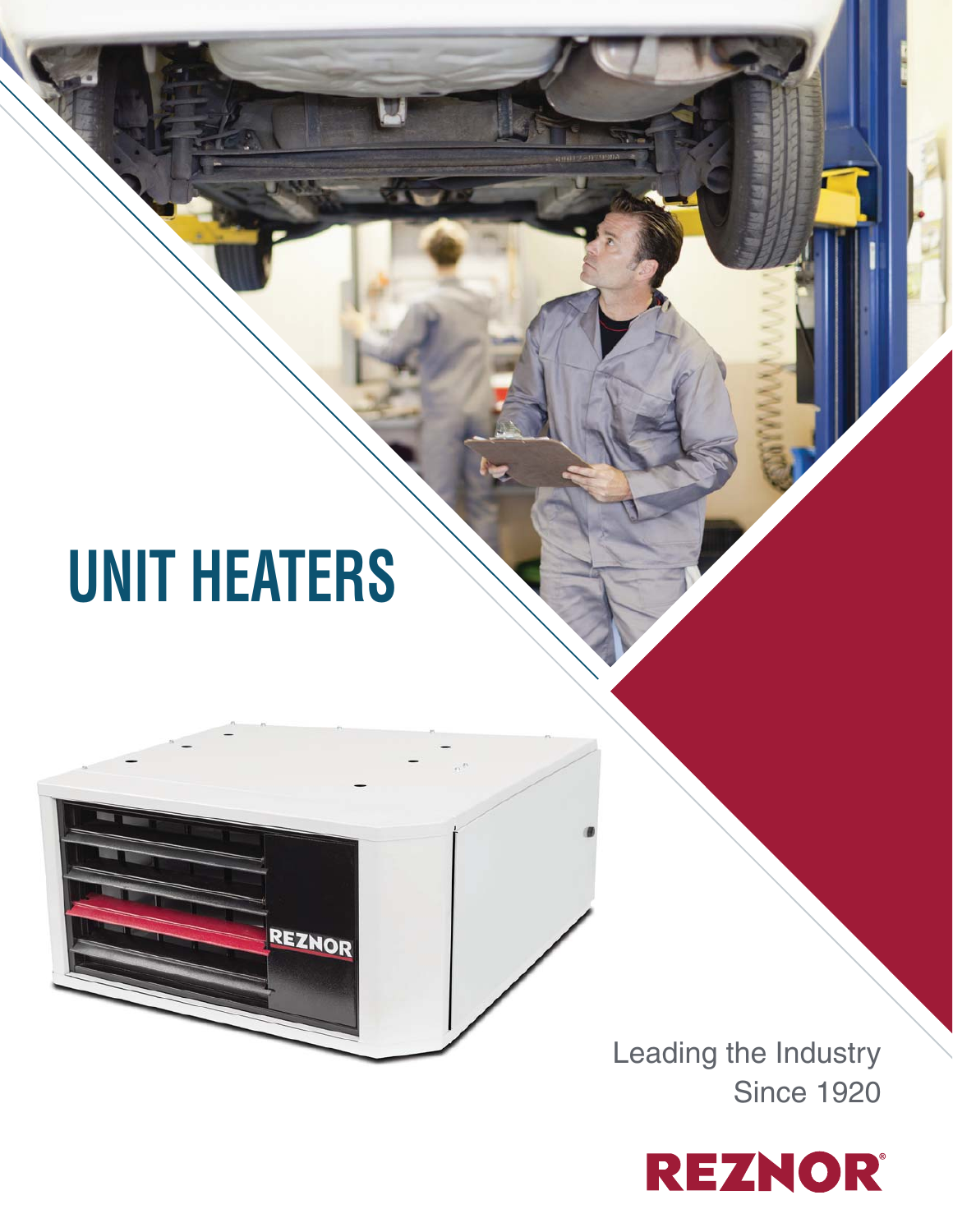# UNIT HEATERS

Leading the Industry
Since 1920

REZNOR®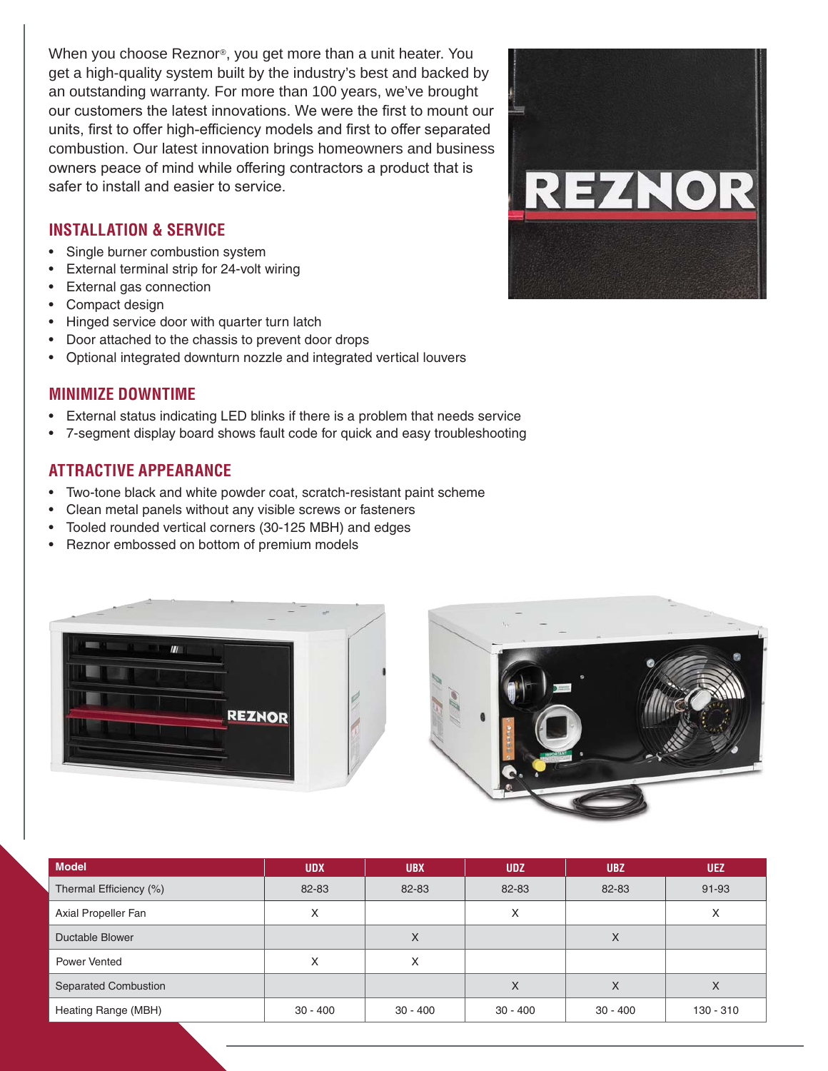When you choose Reznor®, you get more than a unit heater. You get a high-quality system built by the industry's best and backed by an outstanding warranty. For more than 100 years, we've brought our customers the latest innovations. We were the first to mount our units, first to offer high-efficiency models and first to offer separated combustion. Our latest innovation brings homeowners and business owners peace of mind while offering contractors a product that is safer to install and easier to service.

## INSTALLATION & SERVICE

- Single burner combustion system
- External terminal strip for 24-volt wiring
- External gas connection
- Compact design
- Hinged service door with quarter turn latch
- Door attached to the chassis to prevent door drops
- Optional integrated downturn nozzle and integrated vertical louvers

## MINIMIZE DOWNTIME

- External status indicating LED blinks if there is a problem that needs service
- 7-segment display board shows fault code for quick and easy troubleshooting

## ATTRACTIVE APPEARANCE

- Two-tone black and white powder coat, scratch-resistant paint scheme
- Clean metal panels without any visible screws or fasteners
- Tooled rounded vertical corners (30-125 MBH) and edges
- Reznor embossed on bottom of premium models

| Model | UDX | UBX | UDZ | UBZ | UEZ |
| --- | --- | --- | --- | --- | --- |
| Thermal Efficiency (%) | 82-83 | 82-83 | 82-83 | 82-83 | 91-93 |
| Axial Propeller Fan | X | | X | | X |
| Ductable Blower | | X | | X | |
| Power Vented | X | X | | | |
| Separated Combustion | | | X | X | X |
| Heating Range (MBH) | 30 - 400 | 30 - 400 | 30 - 400 | 30 - 400 | 130 - 310 |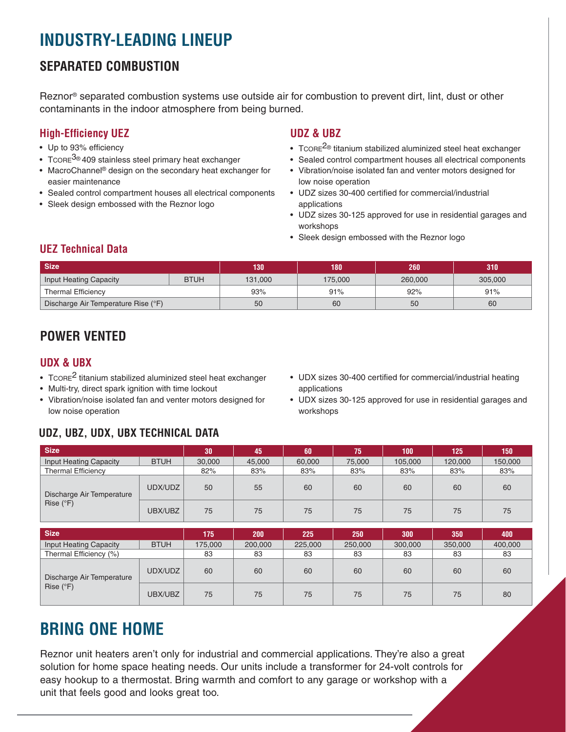# INDUSTRY-LEADING LINEUP

## SEPARATED COMBUSTION

Reznor® separated combustion systems use outside air for combustion to prevent dirt, lint, dust or other contaminants in the indoor atmosphere from being burned.

### High-Efficiency UEZ

- Up to 93% efficiency
- TCORE3® 409 stainless steel primary heat exchanger
- MacroChannel® design on the secondary heat exchanger for easier maintenance
- Sealed control compartment houses all electrical components
- Sleek design embossed with the Reznor logo

### UDZ & UBZ

- TCORE2® titanium stabilized aluminized steel heat exchanger
- Sealed control compartment houses all electrical components
- Vibration/noise isolated fan and venter motors designed for low noise operation
- UDZ sizes 30-400 certified for commercial/industrial applications
- UDZ sizes 30-125 approved for use in residential garages and workshops
- Sleek design embossed with the Reznor logo

### UEZ Technical Data

| Size | | 130 | 180 | 260 | 310 |
|---|---|---|---|---|---|
| Input Heating Capacity | BTUH | 131,000 | 175,000 | 260,000 | 305,000 |
| Thermal Efficiency | | 93% | 91% | 92% | 91% |
| Discharge Air Temperature Rise (°F) | | 50 | 60 | 50 | 60 |

## POWER VENTED

### UDX & UBX

- TCORE2 titanium stabilized aluminized steel heat exchanger
- Multi-try, direct spark ignition with time lockout
- Vibration/noise isolated fan and venter motors designed for low noise operation
- UDX sizes 30-400 certified for commercial/industrial heating applications
- UDX sizes 30-125 approved for use in residential garages and workshops

### UDZ, UBZ, UDX, UBX TECHNICAL DATA

| Size | | 30 | 45 | 60 | 75 | 100 | 125 | 150 |
|---|---|---|---|---|---|---|---|---|
| Input Heating Capacity | BTUH | 30,000 | 45,000 | 60,000 | 75,000 | 105,000 | 120,000 | 150,000 |
| Thermal Efficiency | | 82% | 83% | 83% | 83% | 83% | 83% | 83% |
| Discharge Air Temperature Rise (°F) | UDX/UDZ | 50 | 55 | 60 | 60 | 60 | 60 | 60 |
| | UBX/UBZ | 75 | 75 | 75 | 75 | 75 | 75 | 75 |

| Size | | 175 | 200 | 225 | 250 | 300 | 350 | 400 |
|---|---|---|---|---|---|---|---|---|
| Input Heating Capacity | BTUH | 175,000 | 200,000 | 225,000 | 250,000 | 300,000 | 350,000 | 400,000 |
| Thermal Efficiency (%) | | 83 | 83 | 83 | 83 | 83 | 83 | 83 |
| Discharge Air Temperature Rise (°F) | UDX/UDZ | 60 | 60 | 60 | 60 | 60 | 60 | 60 |
| | UBX/UBZ | 75 | 75 | 75 | 75 | 75 | 75 | 80 |

# BRING ONE HOME

Reznor unit heaters aren't only for industrial and commercial applications. They're also a great solution for home space heating needs. Our units include a transformer for 24-volt controls for easy hookup to a thermostat. Bring warmth and comfort to any garage or workshop with a unit that feels good and looks great too.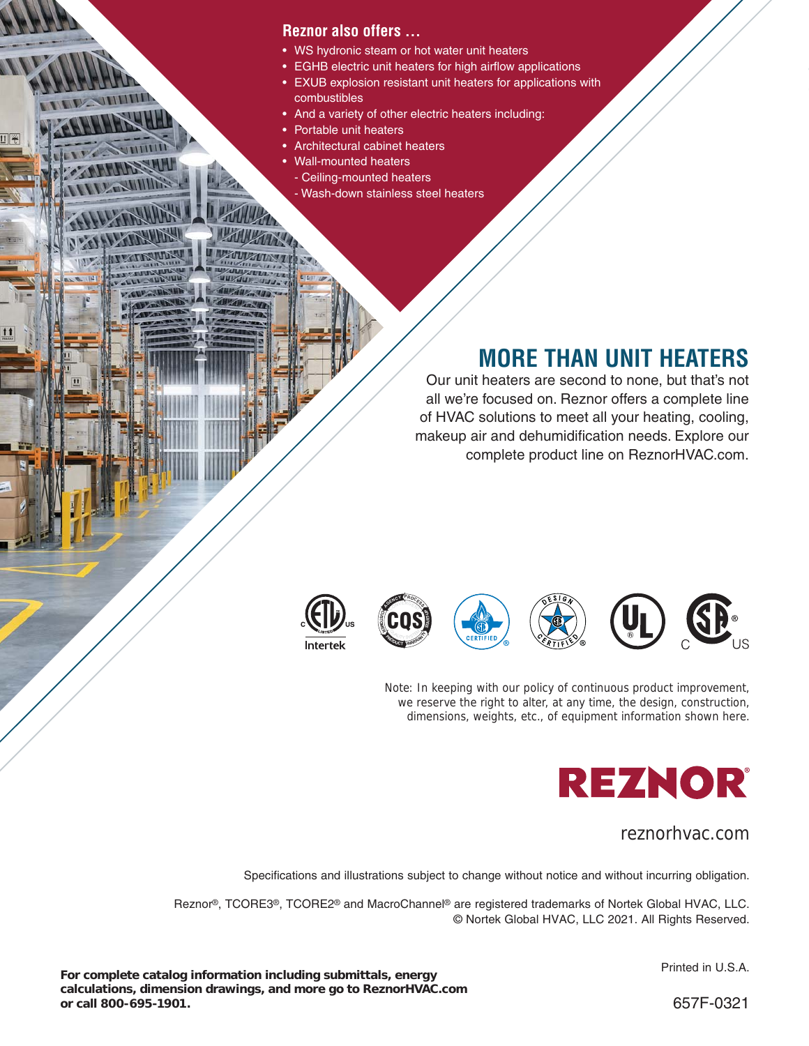## Reznor also offers ...

- WS hydronic steam or hot water unit heaters
- EGHB electric unit heaters for high airflow applications
- EXUB explosion resistant unit heaters for applications with combustibles
- And a variety of other electric heaters including:
- Portable unit heaters
- Architectural cabinet heaters
- Wall-mounted heaters
  - Ceiling-mounted heaters
  - Wash-down stainless steel heaters

# MORE THAN UNIT HEATERS

Our unit heaters are second to none, but that's not all we're focused on. Reznor offers a complete line of HVAC solutions to meet all your heating, cooling, makeup air and dehumidification needs. Explore our complete product line on ReznorHVAC.com.

Note: In keeping with our policy of continuous product improvement, we reserve the right to alter, at any time, the design, construction, dimensions, weights, etc., of equipment information shown here.

REZNOR®

reznorhvac.com

Specifications and illustrations subject to change without notice and without incurring obligation.

Reznor®, TCORE3®, TCORE2® and MacroChannel® are registered trademarks of Nortek Global HVAC, LLC.
© Nortek Global HVAC, LLC 2021. All Rights Reserved.

**For complete catalog information including submittals, energy calculations, dimension drawings, and more go to ReznorHVAC.com or call 800-695-1901.**

Printed in U.S.A.

657F-0321